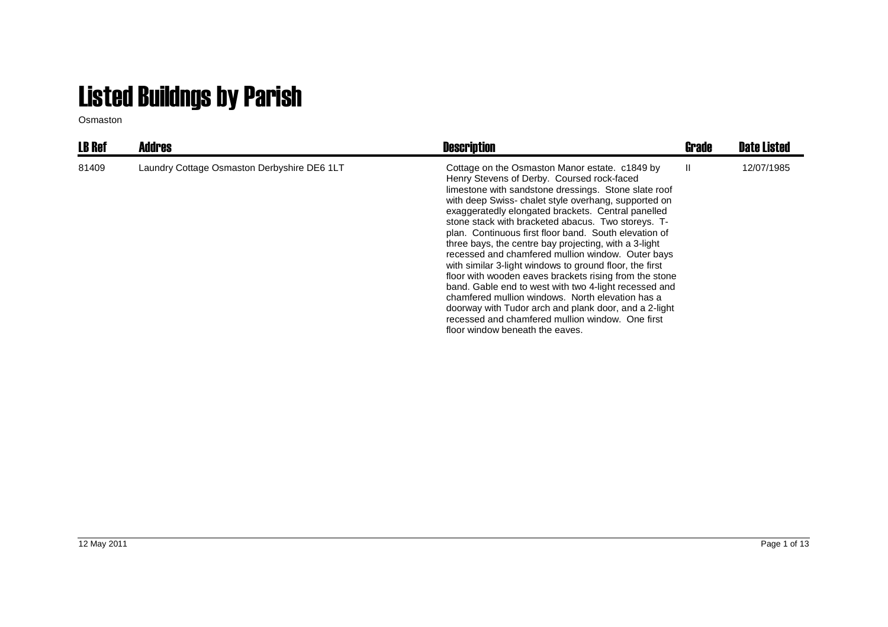# Listed Buildngs by Parish

Osmaston

| LB Ref | Addres | Description | Grade | Date Listed |
|---|---|---|---|---|
| 81409 | Laundry Cottage Osmaston Derbyshire DE6 1LT | Cottage on the Osmaston Manor estate. c1849 by Henry Stevens of Derby. Coursed rock-faced limestone with sandstone dressings. Stone slate roof with deep Swiss- chalet style overhang, supported on exaggeratedly elongated brackets. Central panelled stone stack with bracketed abacus. Two storeys. T-plan. Continuous first floor band. South elevation of three bays, the centre bay projecting, with a 3-light recessed and chamfered mullion window. Outer bays with similar 3-light windows to ground floor, the first floor with wooden eaves brackets rising from the stone band. Gable end to west with two 4-light recessed and chamfered mullion windows. North elevation has a doorway with Tudor arch and plank door, and a 2-light recessed and chamfered mullion window. One first floor window beneath the eaves. | II | 12/07/1985 |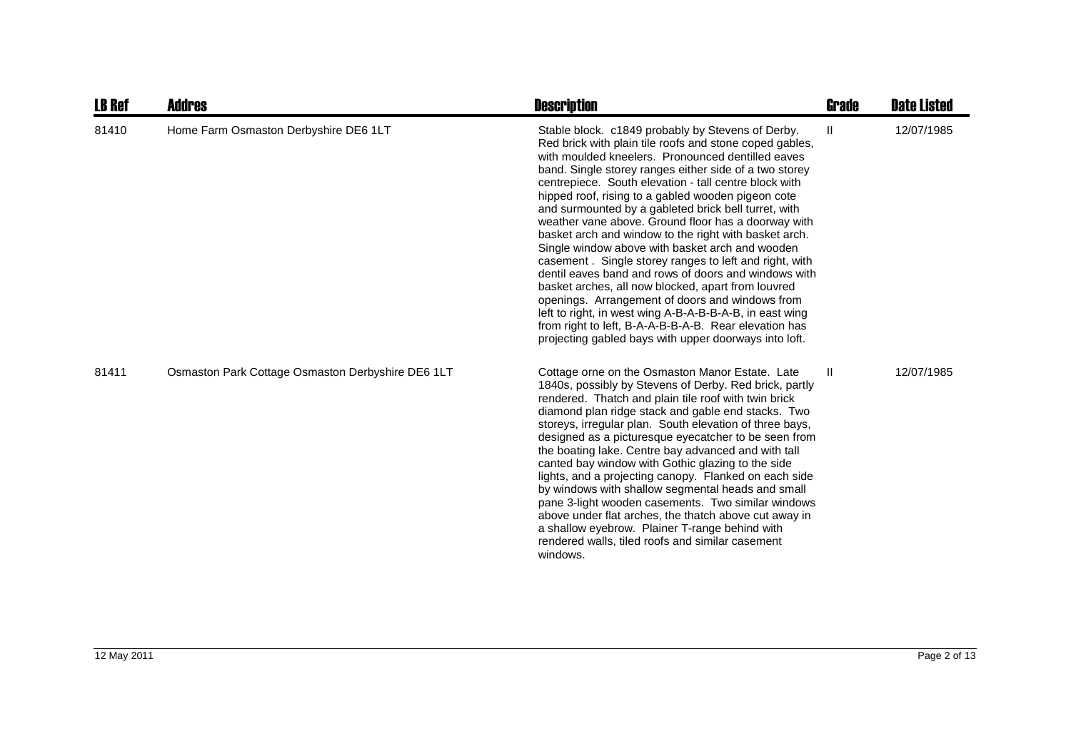| LB Ref | Addres | Description | Grade | Date Listed |
|---|---|---|---|---|
| 81410 | Home Farm Osmaston Derbyshire DE6 1LT | Stable block. c1849 probably by Stevens of Derby. Red brick with plain tile roofs and stone coped gables, with moulded kneelers. Pronounced dentilled eaves band. Single storey ranges either side of a two storey centrepiece. South elevation - tall centre block with hipped roof, rising to a gabled wooden pigeon cote and surmounted by a gableted brick bell turret, with weather vane above. Ground floor has a doorway with basket arch and window to the right with basket arch. Single window above with basket arch and wooden casement . Single storey ranges to left and right, with dentil eaves band and rows of doors and windows with basket arches, all now blocked, apart from louvred openings. Arrangement of doors and windows from left to right, in west wing A-B-A-B-B-A-B, in east wing from right to left, B-A-A-B-B-A-B. Rear elevation has projecting gabled bays with upper doorways into loft. | II | 12/07/1985 |
| 81411 | Osmaston Park Cottage Osmaston Derbyshire DE6 1LT | Cottage orne on the Osmaston Manor Estate. Late 1840s, possibly by Stevens of Derby. Red brick, partly rendered. Thatch and plain tile roof with twin brick diamond plan ridge stack and gable end stacks. Two storeys, irregular plan. South elevation of three bays, designed as a picturesque eyecatcher to be seen from the boating lake. Centre bay advanced and with tall canted bay window with Gothic glazing to the side lights, and a projecting canopy. Flanked on each side by windows with shallow segmental heads and small pane 3-light wooden casements. Two similar windows above under flat arches, the thatch above cut away in a shallow eyebrow. Plainer T-range behind with rendered walls, tiled roofs and similar casement windows. | II | 12/07/1985 |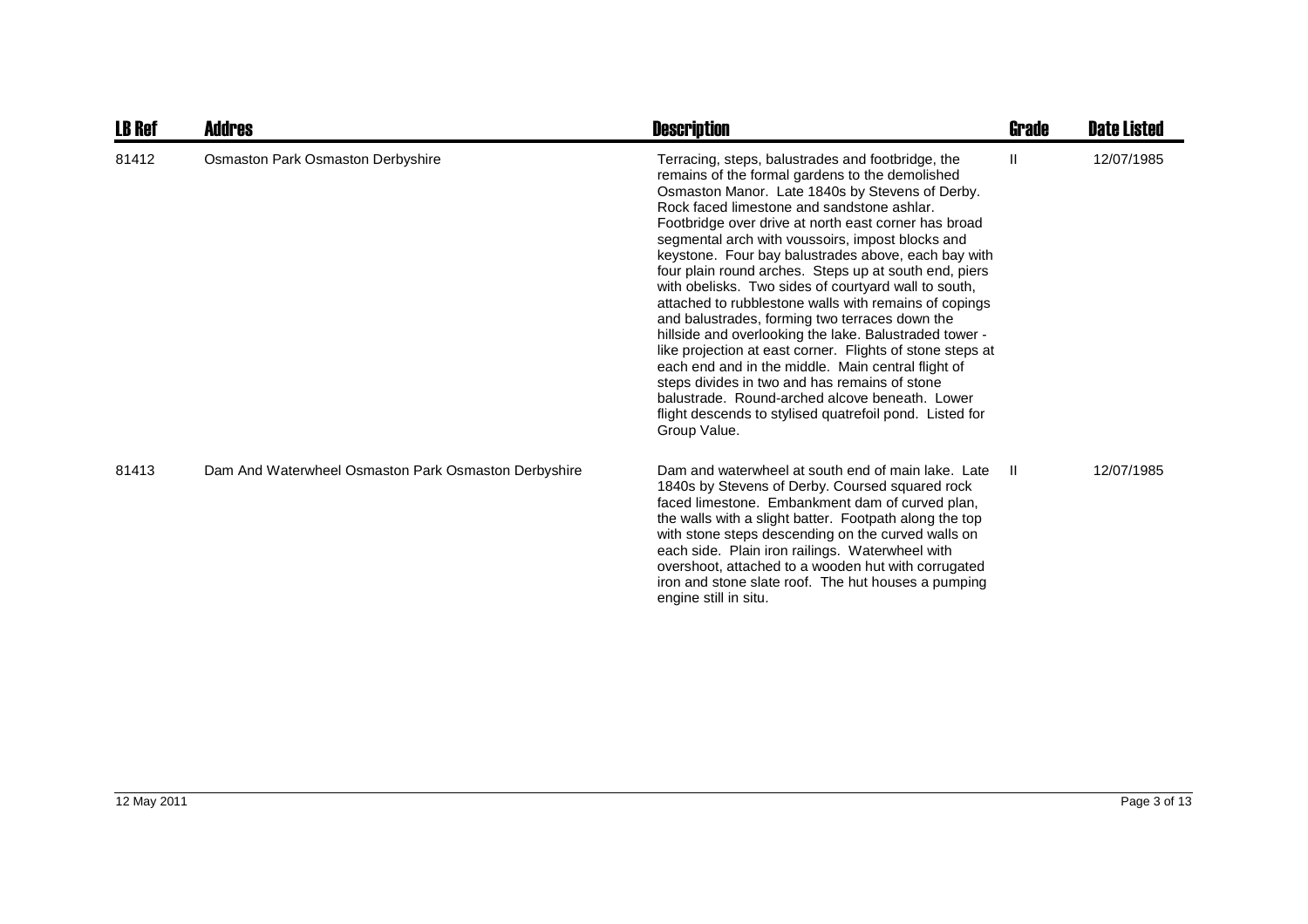| LB Ref | Addres | Description | Grade | Date Listed |
|---|---|---|---|---|
| 81412 | Osmaston Park Osmaston Derbyshire | Terracing, steps, balustrades and footbridge, the remains of the formal gardens to the demolished Osmaston Manor. Late 1840s by Stevens of Derby. Rock faced limestone and sandstone ashlar. Footbridge over drive at north east corner has broad segmental arch with voussoirs, impost blocks and keystone. Four bay balustrades above, each bay with four plain round arches. Steps up at south end, piers with obelisks. Two sides of courtyard wall to south, attached to rubblestone walls with remains of copings and balustrades, forming two terraces down the hillside and overlooking the lake. Balustraded tower - like projection at east corner. Flights of stone steps at each end and in the middle. Main central flight of steps divides in two and has remains of stone balustrade. Round-arched alcove beneath. Lower flight descends to stylised quatrefoil pond. Listed for Group Value. | II | 12/07/1985 |
| 81413 | Dam And Waterwheel Osmaston Park Osmaston Derbyshire | Dam and waterwheel at south end of main lake. Late 1840s by Stevens of Derby. Coursed squared rock faced limestone. Embankment dam of curved plan, the walls with a slight batter. Footpath along the top with stone steps descending on the curved walls on each side. Plain iron railings. Waterwheel with overshoot, attached to a wooden hut with corrugated iron and stone slate roof. The hut houses a pumping engine still in situ. | II | 12/07/1985 |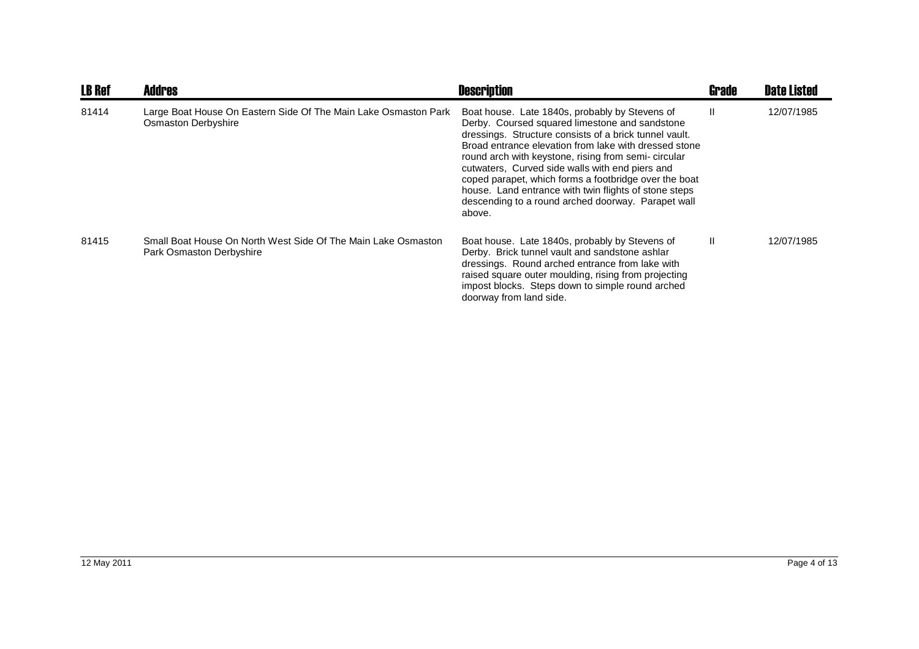| LB Ref | Addres | Description | Grade | Date Listed |
| --- | --- | --- | --- | --- |
| 81414 | Large Boat House On Eastern Side Of The Main Lake Osmaston Park Osmaston Derbyshire | Boat house. Late 1840s, probably by Stevens of Derby. Coursed squared limestone and sandstone dressings. Structure consists of a brick tunnel vault. Broad entrance elevation from lake with dressed stone round arch with keystone, rising from semi- circular cutwaters, Curved side walls with end piers and coped parapet, which forms a footbridge over the boat house. Land entrance with twin flights of stone steps descending to a round arched doorway. Parapet wall above. | II | 12/07/1985 |
| 81415 | Small Boat House On North West Side Of The Main Lake Osmaston Park Osmaston Derbyshire | Boat house. Late 1840s, probably by Stevens of Derby. Brick tunnel vault and sandstone ashlar dressings. Round arched entrance from lake with raised square outer moulding, rising from projecting impost blocks. Steps down to simple round arched doorway from land side. | II | 12/07/1985 |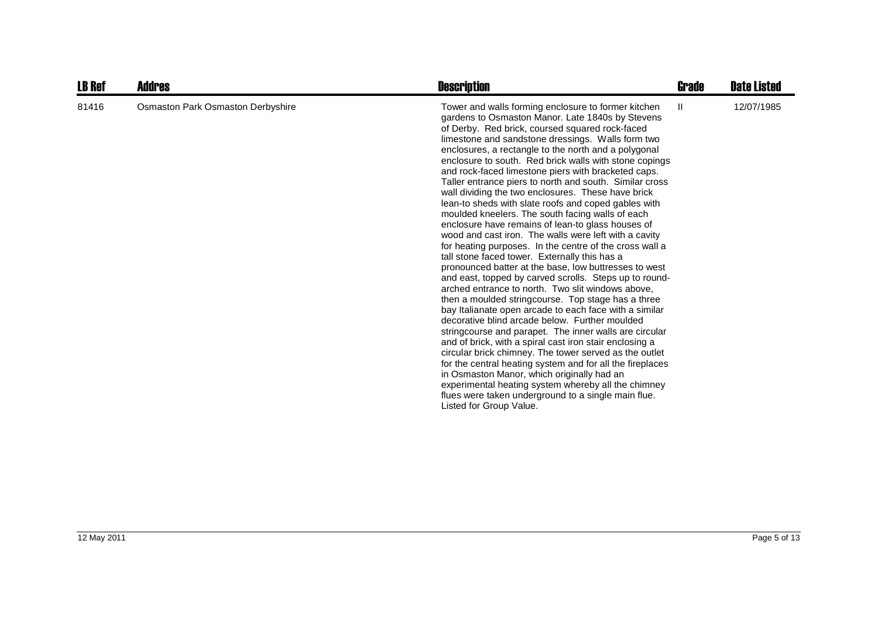| LB Ref | Addres | Description | Grade | Date Listed |
|---|---|---|---|---|
| 81416 | Osmaston Park Osmaston Derbyshire | Tower and walls forming enclosure to former kitchen gardens to Osmaston Manor. Late 1840s by Stevens of Derby. Red brick, coursed squared rock-faced limestone and sandstone dressings. Walls form two enclosures, a rectangle to the north and a polygonal enclosure to south. Red brick walls with stone copings and rock-faced limestone piers with bracketed caps. Taller entrance piers to north and south. Similar cross wall dividing the two enclosures. These have brick lean-to sheds with slate roofs and coped gables with moulded kneelers. The south facing walls of each enclosure have remains of lean-to glass houses of wood and cast iron. The walls were left with a cavity for heating purposes. In the centre of the cross wall a tall stone faced tower. Externally this has a pronounced batter at the base, low buttresses to west and east, topped by carved scrolls. Steps up to round-arched entrance to north. Two slit windows above, then a moulded stringcourse. Top stage has a three bay Italianate open arcade to each face with a similar decorative blind arcade below. Further moulded stringcourse and parapet. The inner walls are circular and of brick, with a spiral cast iron stair enclosing a circular brick chimney. The tower served as the outlet for the central heating system and for all the fireplaces in Osmaston Manor, which originally had an experimental heating system whereby all the chimney flues were taken underground to a single main flue. Listed for Group Value. | II | 12/07/1985 |

12 May 2011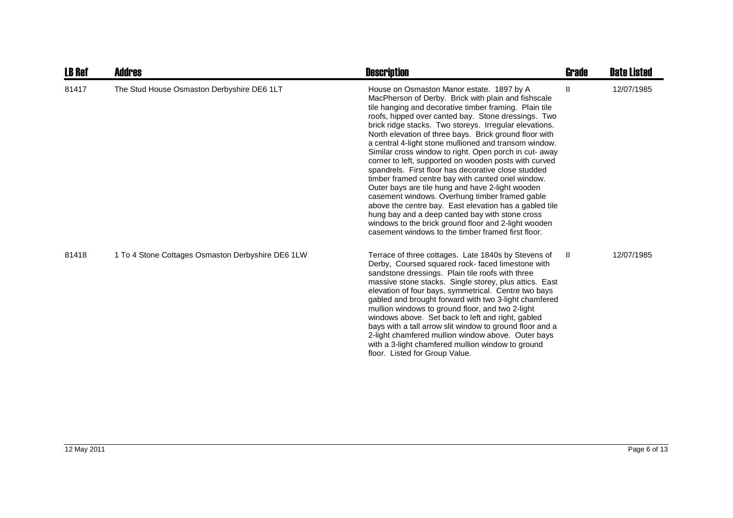| LB Ref | Addres | Description | Grade | Date Listed |
|---|---|---|---|---|
| 81417 | The Stud House Osmaston Derbyshire DE6 1LT | House on Osmaston Manor estate. 1897 by A MacPherson of Derby. Brick with plain and fishscale tile hanging and decorative timber framing. Plain tile roofs, hipped over canted bay. Stone dressings. Two brick ridge stacks. Two storeys. Irregular elevations. North elevation of three bays. Brick ground floor with a central 4-light stone mullioned and transom window. Similar cross window to right. Open porch in cut- away corner to left, supported on wooden posts with curved spandrels. First floor has decorative close studded timber framed centre bay with canted oriel window. Outer bays are tile hung and have 2-light wooden casement windows. Overhung timber framed gable above the centre bay. East elevation has a gabled tile hung bay and a deep canted bay with stone cross windows to the brick ground floor and 2-light wooden casement windows to the timber framed first floor. | II | 12/07/1985 |
| 81418 | 1 To 4 Stone Cottages Osmaston Derbyshire DE6 1LW | Terrace of three cottages. Late 1840s by Stevens of Derby, Coursed squared rock- faced limestone with sandstone dressings. Plain tile roofs with three massive stone stacks. Single storey, plus attics. East elevation of four bays, symmetrical. Centre two bays gabled and brought forward with two 3-light chamfered mullion windows to ground floor, and two 2-light windows above. Set back to left and right, gabled bays with a tall arrow slit window to ground floor and a 2-light chamfered mullion window above. Outer bays with a 3-light chamfered mullion window to ground floor. Listed for Group Value. | II | 12/07/1985 |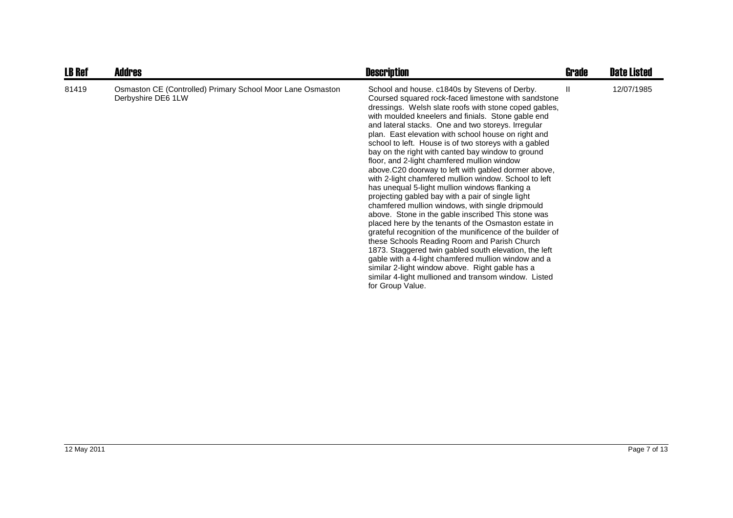| LB Ref | Addres | Description | Grade | Date Listed |
|---|---|---|---|---|
| 81419 | Osmaston CE (Controlled) Primary School Moor Lane Osmaston Derbyshire DE6 1LW | School and house. c1840s by Stevens of Derby. Coursed squared rock-faced limestone with sandstone dressings. Welsh slate roofs with stone coped gables, with moulded kneelers and finials. Stone gable end and lateral stacks. One and two storeys. Irregular plan. East elevation with school house on right and school to left. House is of two storeys with a gabled bay on the right with canted bay window to ground floor, and 2-light chamfered mullion window above.C20 doorway to left with gabled dormer above, with 2-light chamfered mullion window. School to left has unequal 5-light mullion windows flanking a projecting gabled bay with a pair of single light chamfered mullion windows, with single dripmould above. Stone in the gable inscribed This stone was placed here by the tenants of the Osmaston estate in grateful recognition of the munificence of the builder of these Schools Reading Room and Parish Church 1873. Staggered twin gabled south elevation, the left gable with a 4-light chamfered mullion window and a similar 2-light window above. Right gable has a similar 4-light mullioned and transom window. Listed for Group Value. | II | 12/07/1985 |

12 May 2011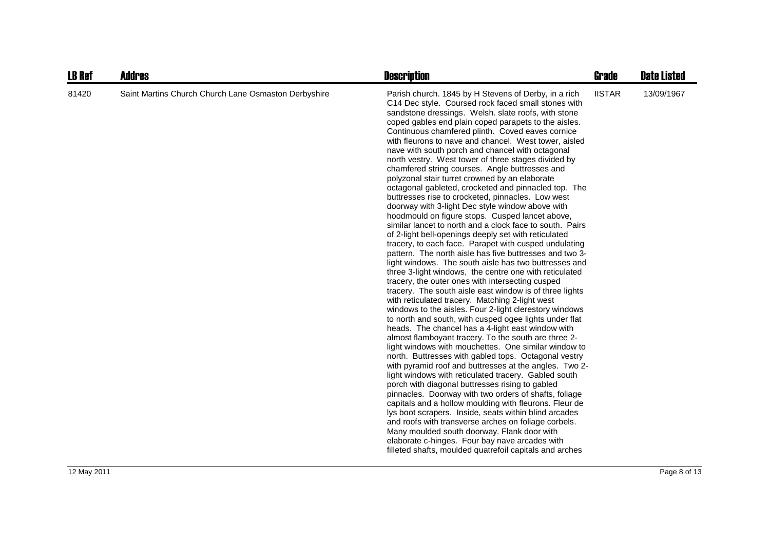| LB Ref | Addres | Description | Grade | Date Listed |
|---|---|---|---|---|
| 81420 | Saint Martins Church Church Lane Osmaston Derbyshire | Parish church. 1845 by H Stevens of Derby, in a rich C14 Dec style. Coursed rock faced small stones with sandstone dressings. Welsh. slate roofs, with stone coped gables end plain coped parapets to the aisles. Continuous chamfered plinth. Coved eaves cornice with fleurons to nave and chancel. West tower, aisled nave with south porch and chancel with octagonal north vestry. West tower of three stages divided by chamfered string courses. Angle buttresses and polyzonal stair turret crowned by an elaborate octagonal gableted, crocketed and pinnacled top. The buttresses rise to crocketed, pinnacles. Low west doorway with 3-light Dec style window above with hoodmould on figure stops. Cusped lancet above, similar lancet to north and a clock face to south. Pairs of 2-light bell-openings deeply set with reticulated tracery, to each face. Parapet with cusped undulating pattern. The north aisle has five buttresses and two 3-light windows. The south aisle has two buttresses and three 3-light windows, the centre one with reticulated tracery, the outer ones with intersecting cusped tracery. The south aisle east window is of three lights with reticulated tracery. Matching 2-light west windows to the aisles. Four 2-light clerestory windows to north and south, with cusped ogee lights under flat heads. The chancel has a 4-light east window with almost flamboyant tracery. To the south are three 2-light windows with mouchettes. One similar window to north. Buttresses with gabled tops. Octagonal vestry with pyramid roof and buttresses at the angles. Two 2-light windows with reticulated tracery. Gabled south porch with diagonal buttresses rising to gabled pinnacles. Doorway with two orders of shafts, foliage capitals and a hollow moulding with fleurons. Fleur de lys boot scrapers. Inside, seats within blind arcades and roofs with transverse arches on foliage corbels. Many moulded south doorway. Flank door with elaborate c-hinges. Four bay nave arcades with filleted shafts, moulded quatrefoil capitals and arches | IISTAR | 13/09/1967 |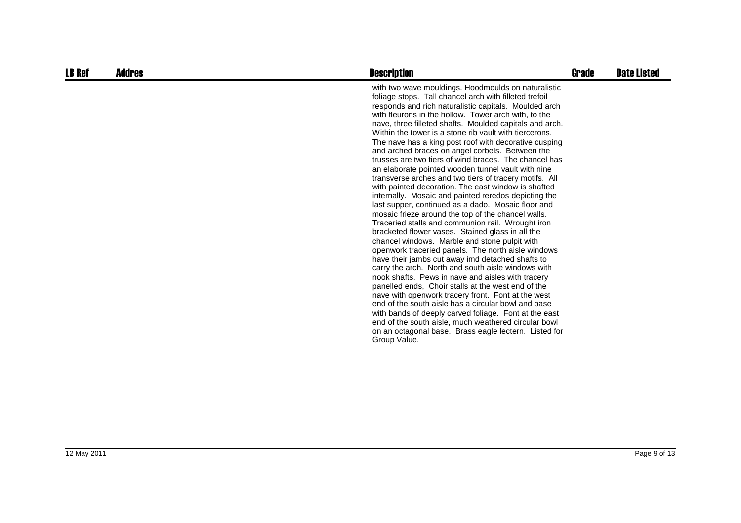| LB Ref | Addres | Description | Grade | Date Listed |
| --- | --- | --- | --- | --- |
| | | with two wave mouldings. Hoodmoulds on naturalistic foliage stops. Tall chancel arch with filleted trefoil responds and rich naturalistic capitals. Moulded arch with fleurons in the hollow. Tower arch with, to the nave, three filleted shafts. Moulded capitals and arch. Within the tower is a stone rib vault with tiercerons. The nave has a king post roof with decorative cusping and arched braces on angel corbels. Between the trusses are two tiers of wind braces. The chancel has an elaborate pointed wooden tunnel vault with nine transverse arches and two tiers of tracery motifs. All with painted decoration. The east window is shafted internally. Mosaic and painted reredos depicting the last supper, continued as a dado. Mosaic floor and mosaic frieze around the top of the chancel walls. Traceried stalls and communion rail. Wrought iron bracketed flower vases. Stained glass in all the chancel windows. Marble and stone pulpit with openwork traceried panels. The north aisle windows have their jambs cut away imd detached shafts to carry the arch. North and south aisle windows with nook shafts. Pews in nave and aisles with tracery panelled ends, Choir stalls at the west end of the nave with openwork tracery front. Font at the west end of the south aisle has a circular bowl and base with bands of deeply carved foliage. Font at the east end of the south aisle, much weathered circular bowl on an octagonal base. Brass eagle lectern. Listed for Group Value. | | |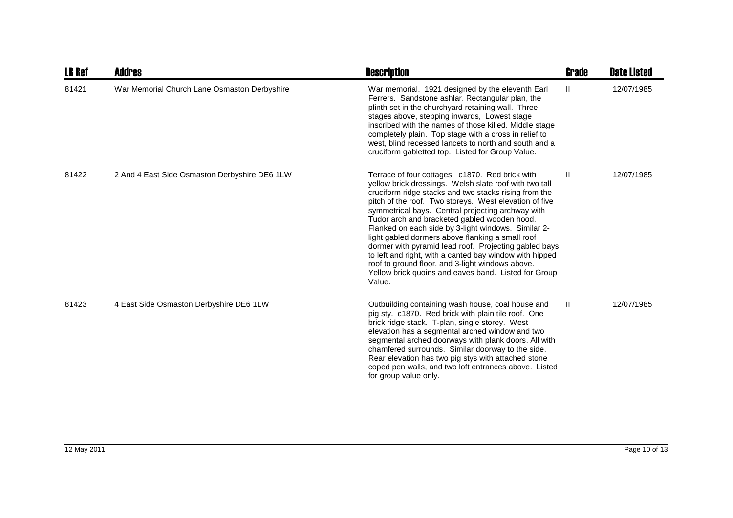| LB Ref | Addres | Description | Grade | Date Listed |
|---|---|---|---|---|
| 81421 | War Memorial Church Lane Osmaston Derbyshire | War memorial. 1921 designed by the eleventh Earl Ferrers. Sandstone ashlar. Rectangular plan, the plinth set in the churchyard retaining wall. Three stages above, stepping inwards, Lowest stage inscribed with the names of those killed. Middle stage completely plain. Top stage with a cross in relief to west, blind recessed lancets to north and south and a cruciform gabletted top. Listed for Group Value. | II | 12/07/1985 |
| 81422 | 2 And 4 East Side Osmaston Derbyshire DE6 1LW | Terrace of four cottages. c1870. Red brick with yellow brick dressings. Welsh slate roof with two tall cruciform ridge stacks and two stacks rising from the pitch of the roof. Two storeys. West elevation of five symmetrical bays. Central projecting archway with Tudor arch and bracketed gabled wooden hood. Flanked on each side by 3-light windows. Similar 2-light gabled dormers above flanking a small roof dormer with pyramid lead roof. Projecting gabled bays to left and right, with a canted bay window with hipped roof to ground floor, and 3-light windows above. Yellow brick quoins and eaves band. Listed for Group Value. | II | 12/07/1985 |
| 81423 | 4 East Side Osmaston Derbyshire DE6 1LW | Outbuilding containing wash house, coal house and pig sty. c1870. Red brick with plain tile roof. One brick ridge stack. T-plan, single storey. West elevation has a segmental arched window and two segmental arched doorways with plank doors. All with chamfered surrounds. Similar doorway to the side. Rear elevation has two pig stys with attached stone coped pen walls, and two loft entrances above. Listed for group value only. | II | 12/07/1985 |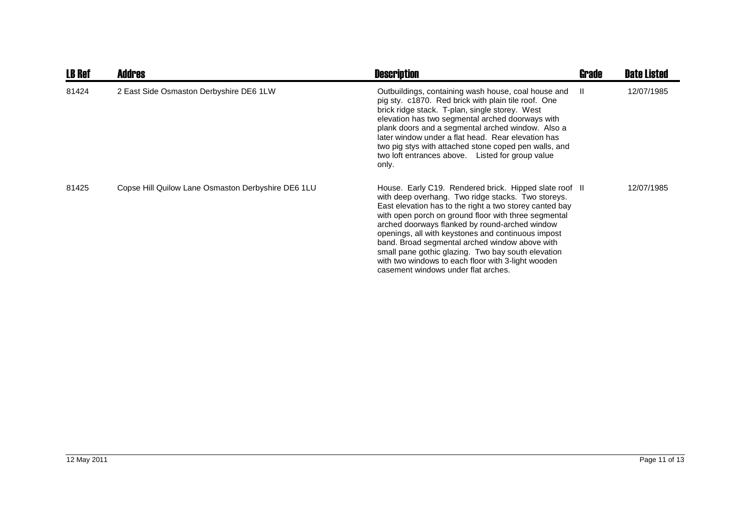| LB Ref | Addres | Description | Grade | Date Listed |
|---|---|---|---|---|
| 81424 | 2 East Side Osmaston Derbyshire DE6 1LW | Outbuildings, containing wash house, coal house and pig sty. c1870. Red brick with plain tile roof. One brick ridge stack. T-plan, single storey. West elevation has two segmental arched doorways with plank doors and a segmental arched window. Also a later window under a flat head. Rear elevation has two pig stys with attached stone coped pen walls, and two loft entrances above. Listed for group value only. | II | 12/07/1985 |
| 81425 | Copse Hill Quilow Lane Osmaston Derbyshire DE6 1LU | House. Early C19. Rendered brick. Hipped slate roof with deep overhang. Two ridge stacks. Two storeys. East elevation has to the right a two storey canted bay with open porch on ground floor with three segmental arched doorways flanked by round-arched window openings, all with keystones and continuous impost band. Broad segmental arched window above with small pane gothic glazing. Two bay south elevation with two windows to each floor with 3-light wooden casement windows under flat arches. | II | 12/07/1985 |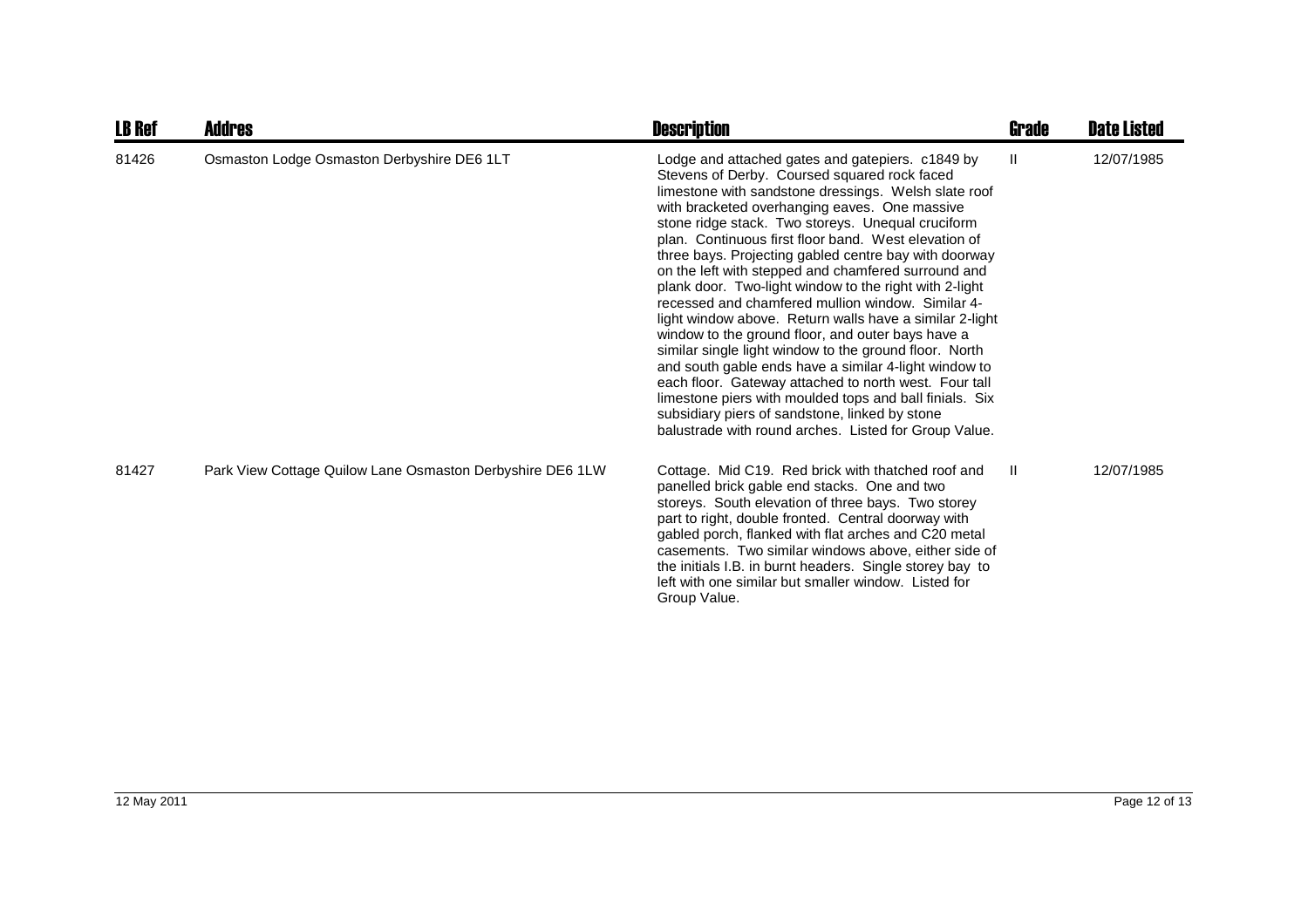| LB Ref | Addres | Description | Grade | Date Listed |
|---|---|---|---|---|
| 81426 | Osmaston Lodge Osmaston Derbyshire DE6 1LT | Lodge and attached gates and gatepiers. c1849 by Stevens of Derby. Coursed squared rock faced limestone with sandstone dressings. Welsh slate roof with bracketed overhanging eaves. One massive stone ridge stack. Two storeys. Unequal cruciform plan. Continuous first floor band. West elevation of three bays. Projecting gabled centre bay with doorway on the left with stepped and chamfered surround and plank door. Two-light window to the right with 2-light recessed and chamfered mullion window. Similar 4-light window above. Return walls have a similar 2-light window to the ground floor, and outer bays have a similar single light window to the ground floor. North and south gable ends have a similar 4-light window to each floor. Gateway attached to north west. Four tall limestone piers with moulded tops and ball finials. Six subsidiary piers of sandstone, linked by stone balustrade with round arches. Listed for Group Value. | II | 12/07/1985 |
| 81427 | Park View Cottage Quilow Lane Osmaston Derbyshire DE6 1LW | Cottage. Mid C19. Red brick with thatched roof and panelled brick gable end stacks. One and two storeys. South elevation of three bays. Two storey part to right, double fronted. Central doorway with gabled porch, flanked with flat arches and C20 metal casements. Two similar windows above, either side of the initials I.B. in burnt headers. Single storey bay to left with one similar but smaller window. Listed for Group Value. | II | 12/07/1985 |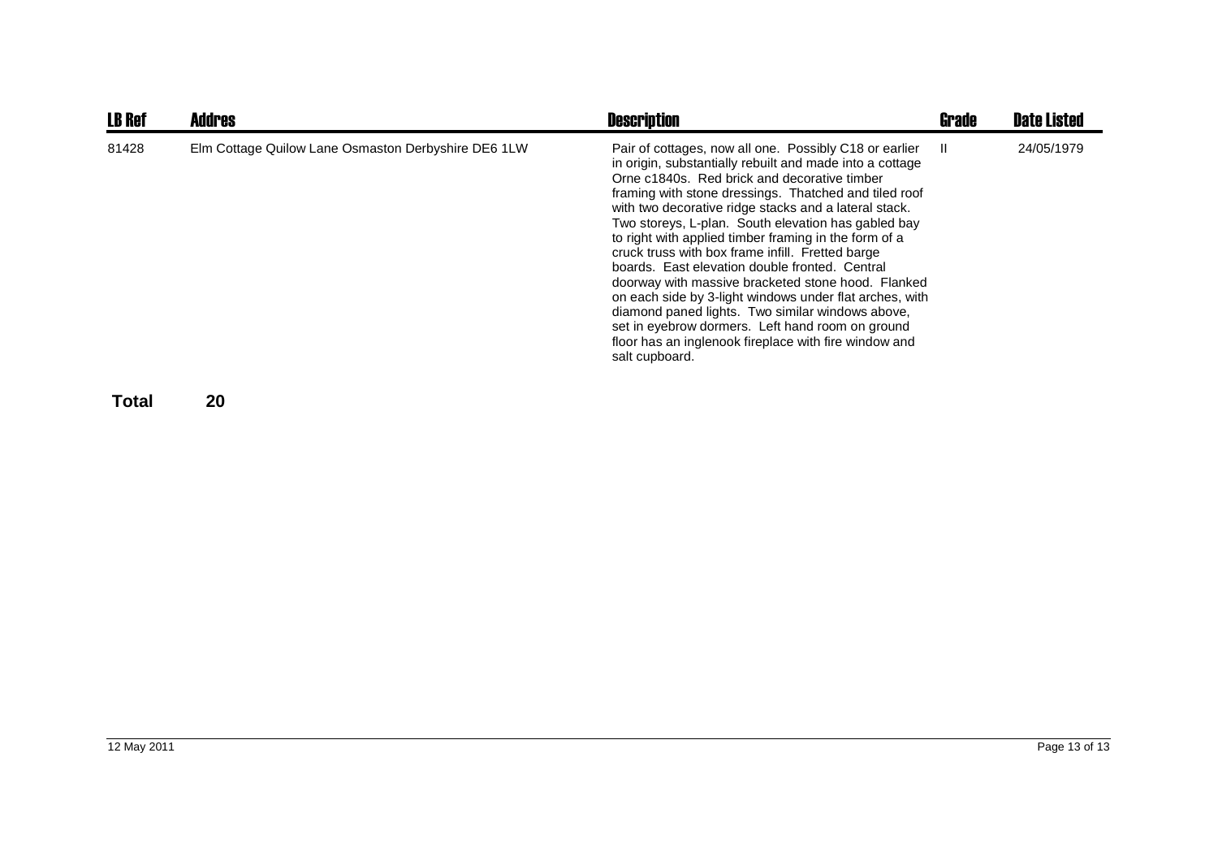| LB Ref | Addres | Description | Grade | Date Listed |
|---|---|---|---|---|
| 81428 | Elm Cottage Quilow Lane Osmaston Derbyshire DE6 1LW | Pair of cottages, now all one. Possibly C18 or earlier in origin, substantially rebuilt and made into a cottage Orne c1840s. Red brick and decorative timber framing with stone dressings. Thatched and tiled roof with two decorative ridge stacks and a lateral stack. Two storeys, L-plan. South elevation has gabled bay to right with applied timber framing in the form of a cruck truss with box frame infill. Fretted barge boards. East elevation double fronted. Central doorway with massive bracketed stone hood. Flanked on each side by 3-light windows under flat arches, with diamond paned lights. Two similar windows above, set in eyebrow dormers. Left hand room on ground floor has an inglenook fireplace with fire window and salt cupboard. | II | 24/05/1979 |

**Total** **20**